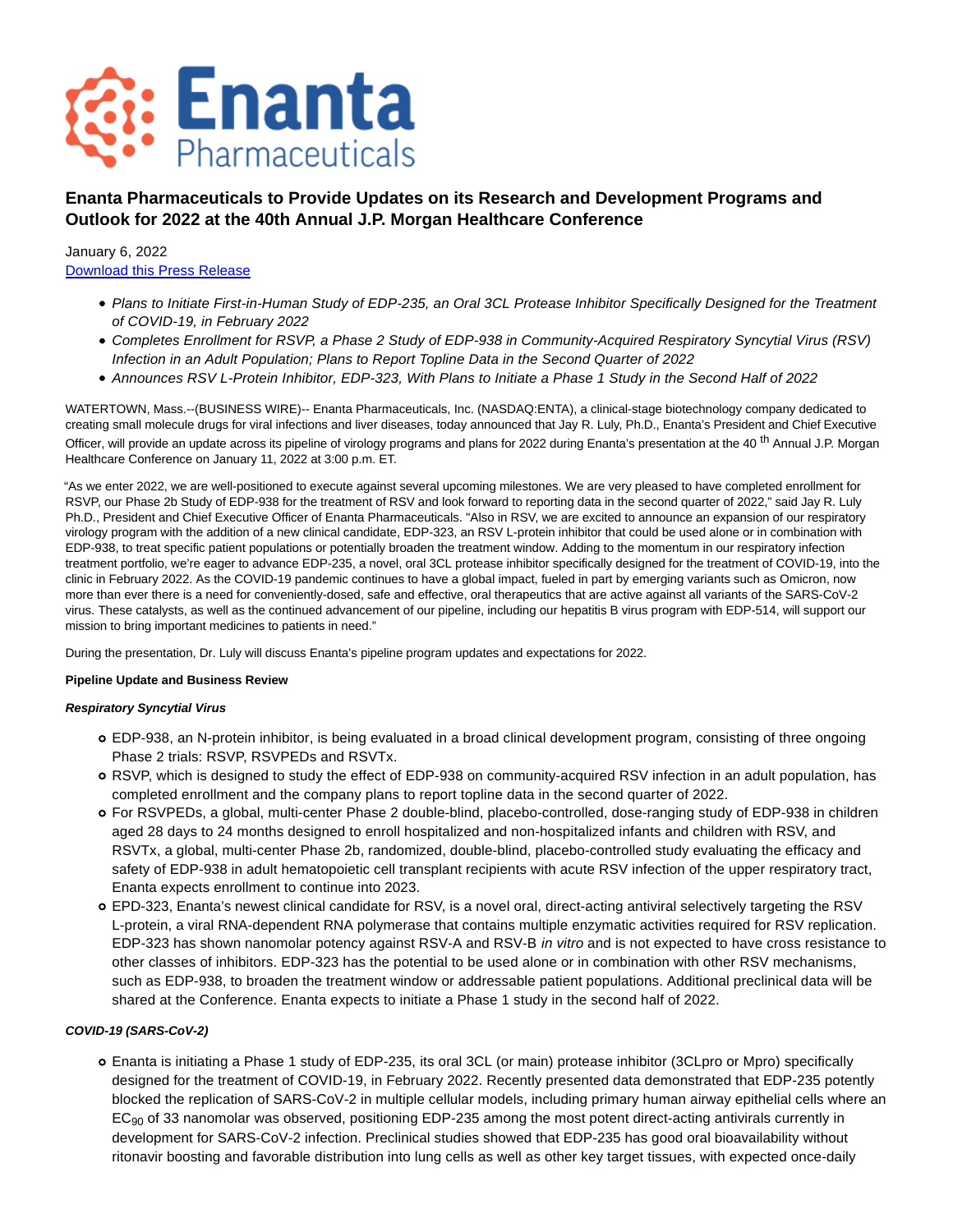# Enanta Pharmaceuticals to Provide Updates on its Research and Development Programs and Outlook for 2022 at the 40th Annual J.P. Morgan Healthcare Conference

January 6, 2022

Download this Press Release

- *Plans to Initiate First-in-Human Study of EDP-235, an Oral 3CL Protease Inhibitor Specifically Designed for the Treatment of COVID-19, in February 2022*
- *Completes Enrollment for RSVP, a Phase 2 Study of EDP-938 in Community-Acquired Respiratory Syncytial Virus (RSV) Infection in an Adult Population; Plans to Report Topline Data in the Second Quarter of 2022*
- *Announces RSV L-Protein Inhibitor, EDP-323, With Plans to Initiate a Phase 1 Study in the Second Half of 2022*

WATERTOWN, Mass.--(BUSINESS WIRE)-- Enanta Pharmaceuticals, Inc. (NASDAQ:ENTA), a clinical-stage biotechnology company dedicated to creating small molecule drugs for viral infections and liver diseases, today announced that Jay R. Luly, Ph.D., Enanta's President and Chief Executive Officer, will provide an update across its pipeline of virology programs and plans for 2022 during Enanta's presentation at the 40 th Annual J.P. Morgan Healthcare Conference on January 11, 2022 at 3:00 p.m. ET.

"As we enter 2022, we are well-positioned to execute against several upcoming milestones. We are very pleased to have completed enrollment for RSVP, our Phase 2b Study of EDP-938 for the treatment of RSV and look forward to reporting data in the second quarter of 2022," said Jay R. Luly Ph.D., President and Chief Executive Officer of Enanta Pharmaceuticals. "Also in RSV, we are excited to announce an expansion of our respiratory virology program with the addition of a new clinical candidate, EDP-323, an RSV L-protein inhibitor that could be used alone or in combination with EDP-938, to treat specific patient populations or potentially broaden the treatment window. Adding to the momentum in our respiratory infection treatment portfolio, we're eager to advance EDP-235, a novel, oral 3CL protease inhibitor specifically designed for the treatment of COVID-19, into the clinic in February 2022. As the COVID-19 pandemic continues to have a global impact, fueled in part by emerging variants such as Omicron, now more than ever there is a need for conveniently-dosed, safe and effective, oral therapeutics that are active against all variants of the SARS-CoV-2 virus. These catalysts, as well as the continued advancement of our pipeline, including our hepatitis B virus program with EDP-514, will support our mission to bring important medicines to patients in need."

During the presentation, Dr. Luly will discuss Enanta's pipeline program updates and expectations for 2022.

**Pipeline Update and Business Review**

***Respiratory Syncytial Virus***

- EDP-938, an N-protein inhibitor, is being evaluated in a broad clinical development program, consisting of three ongoing Phase 2 trials: RSVP, RSVPEDs and RSVTx.
- RSVP, which is designed to study the effect of EDP-938 on community-acquired RSV infection in an adult population, has completed enrollment and the company plans to report topline data in the second quarter of 2022.
- For RSVPEDs, a global, multi-center Phase 2 double-blind, placebo-controlled, dose-ranging study of EDP-938 in children aged 28 days to 24 months designed to enroll hospitalized and non-hospitalized infants and children with RSV, and RSVTx, a global, multi-center Phase 2b, randomized, double-blind, placebo-controlled study evaluating the efficacy and safety of EDP-938 in adult hematopoietic cell transplant recipients with acute RSV infection of the upper respiratory tract, Enanta expects enrollment to continue into 2023.
- EPD-323, Enanta's newest clinical candidate for RSV, is a novel oral, direct-acting antiviral selectively targeting the RSV L-protein, a viral RNA-dependent RNA polymerase that contains multiple enzymatic activities required for RSV replication. EDP-323 has shown nanomolar potency against RSV-A and RSV-B *in vitro* and is not expected to have cross resistance to other classes of inhibitors. EDP-323 has the potential to be used alone or in combination with other RSV mechanisms, such as EDP-938, to broaden the treatment window or addressable patient populations. Additional preclinical data will be shared at the Conference. Enanta expects to initiate a Phase 1 study in the second half of 2022.

***COVID-19 (SARS-CoV-2)***

- Enanta is initiating a Phase 1 study of EDP-235, its oral 3CL (or main) protease inhibitor (3CLpro or Mpro) specifically designed for the treatment of COVID-19, in February 2022. Recently presented data demonstrated that EDP-235 potently blocked the replication of SARS-CoV-2 in multiple cellular models, including primary human airway epithelial cells where an $EC_{90}$ of 33 nanomolar was observed, positioning EDP-235 among the most potent direct-acting antivirals currently in development for SARS-CoV-2 infection. Preclinical studies showed that EDP-235 has good oral bioavailability without ritonavir boosting and favorable distribution into lung cells as well as other key target tissues, with expected once-daily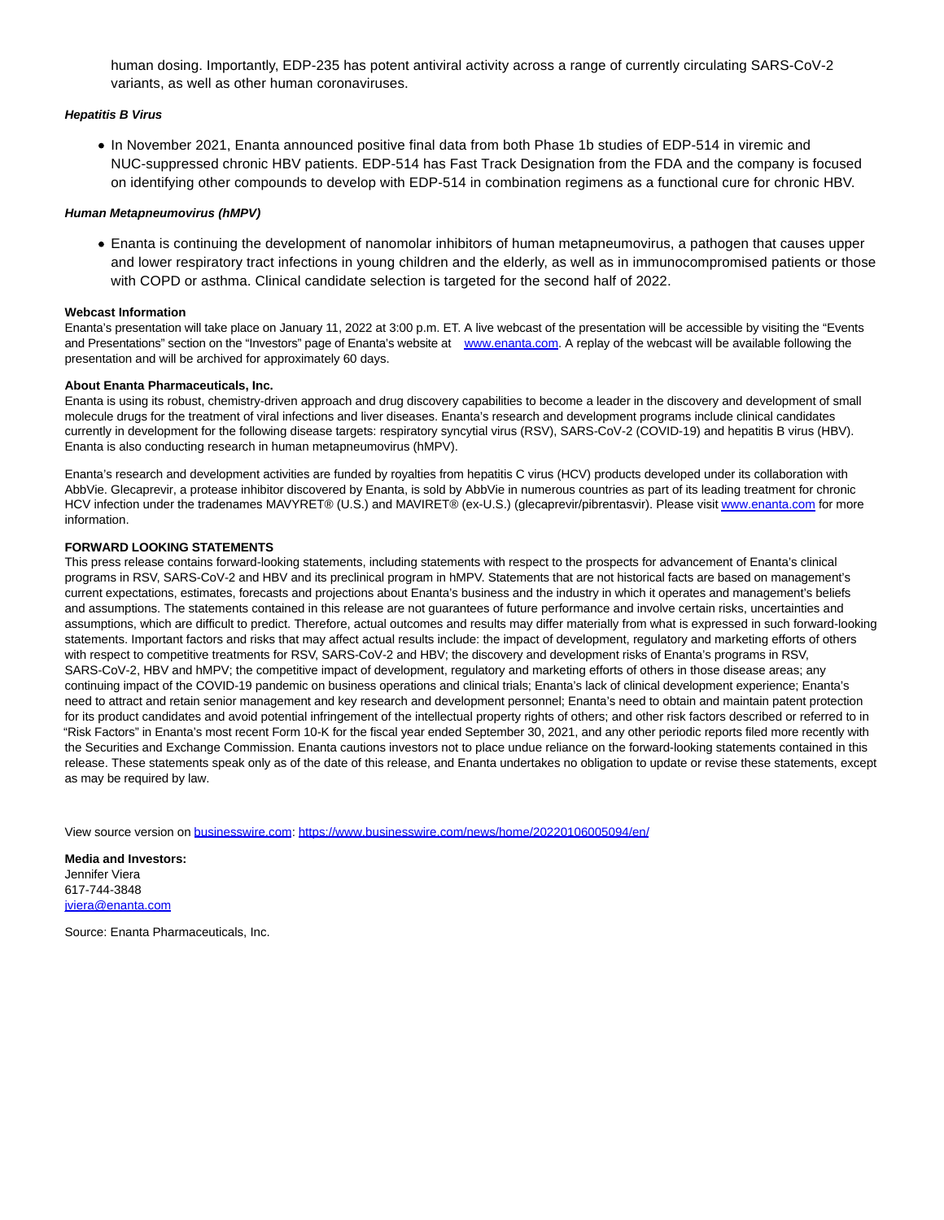human dosing. Importantly, EDP-235 has potent antiviral activity across a range of currently circulating SARS-CoV-2 variants, as well as other human coronaviruses.

***Hepatitis B Virus***

- In November 2021, Enanta announced positive final data from both Phase 1b studies of EDP-514 in viremic and NUC-suppressed chronic HBV patients. EDP-514 has Fast Track Designation from the FDA and the company is focused on identifying other compounds to develop with EDP-514 in combination regimens as a functional cure for chronic HBV.

***Human Metapneumovirus (hMPV)***

- Enanta is continuing the development of nanomolar inhibitors of human metapneumovirus, a pathogen that causes upper and lower respiratory tract infections in young children and the elderly, as well as in immunocompromised patients or those with COPD or asthma. Clinical candidate selection is targeted for the second half of 2022.

**Webcast Information**

Enanta's presentation will take place on January 11, 2022 at 3:00 p.m. ET. A live webcast of the presentation will be accessible by visiting the "Events and Presentations" section on the "Investors" page of Enanta's website at www.enanta.com. A replay of the webcast will be available following the presentation and will be archived for approximately 60 days.

**About Enanta Pharmaceuticals, Inc.**

Enanta is using its robust, chemistry-driven approach and drug discovery capabilities to become a leader in the discovery and development of small molecule drugs for the treatment of viral infections and liver diseases. Enanta's research and development programs include clinical candidates currently in development for the following disease targets: respiratory syncytial virus (RSV), SARS-CoV-2 (COVID-19) and hepatitis B virus (HBV). Enanta is also conducting research in human metapneumovirus (hMPV).

Enanta's research and development activities are funded by royalties from hepatitis C virus (HCV) products developed under its collaboration with AbbVie. Glecaprevir, a protease inhibitor discovered by Enanta, is sold by AbbVie in numerous countries as part of its leading treatment for chronic HCV infection under the tradenames MAVYRET® (U.S.) and MAVIRET® (ex-U.S.) (glecaprevir/pibrentasvir). Please visit www.enanta.com for more information.

**FORWARD LOOKING STATEMENTS**

This press release contains forward-looking statements, including statements with respect to the prospects for advancement of Enanta's clinical programs in RSV, SARS-CoV-2 and HBV and its preclinical program in hMPV. Statements that are not historical facts are based on management's current expectations, estimates, forecasts and projections about Enanta's business and the industry in which it operates and management's beliefs and assumptions. The statements contained in this release are not guarantees of future performance and involve certain risks, uncertainties and assumptions, which are difficult to predict. Therefore, actual outcomes and results may differ materially from what is expressed in such forward-looking statements. Important factors and risks that may affect actual results include: the impact of development, regulatory and marketing efforts of others with respect to competitive treatments for RSV, SARS-CoV-2 and HBV; the discovery and development risks of Enanta's programs in RSV, SARS-CoV-2, HBV and hMPV; the competitive impact of development, regulatory and marketing efforts of others in those disease areas; any continuing impact of the COVID-19 pandemic on business operations and clinical trials; Enanta's lack of clinical development experience; Enanta's need to attract and retain senior management and key research and development personnel; Enanta's need to obtain and maintain patent protection for its product candidates and avoid potential infringement of the intellectual property rights of others; and other risk factors described or referred to in "Risk Factors" in Enanta's most recent Form 10-K for the fiscal year ended September 30, 2021, and any other periodic reports filed more recently with the Securities and Exchange Commission. Enanta cautions investors not to place undue reliance on the forward-looking statements contained in this release. These statements speak only as of the date of this release, and Enanta undertakes no obligation to update or revise these statements, except as may be required by law.

View source version on businesswire.com: https://www.businesswire.com/news/home/20220106005094/en/

**Media and Investors:**
Jennifer Viera
617-744-3848
jviera@enanta.com

Source: Enanta Pharmaceuticals, Inc.